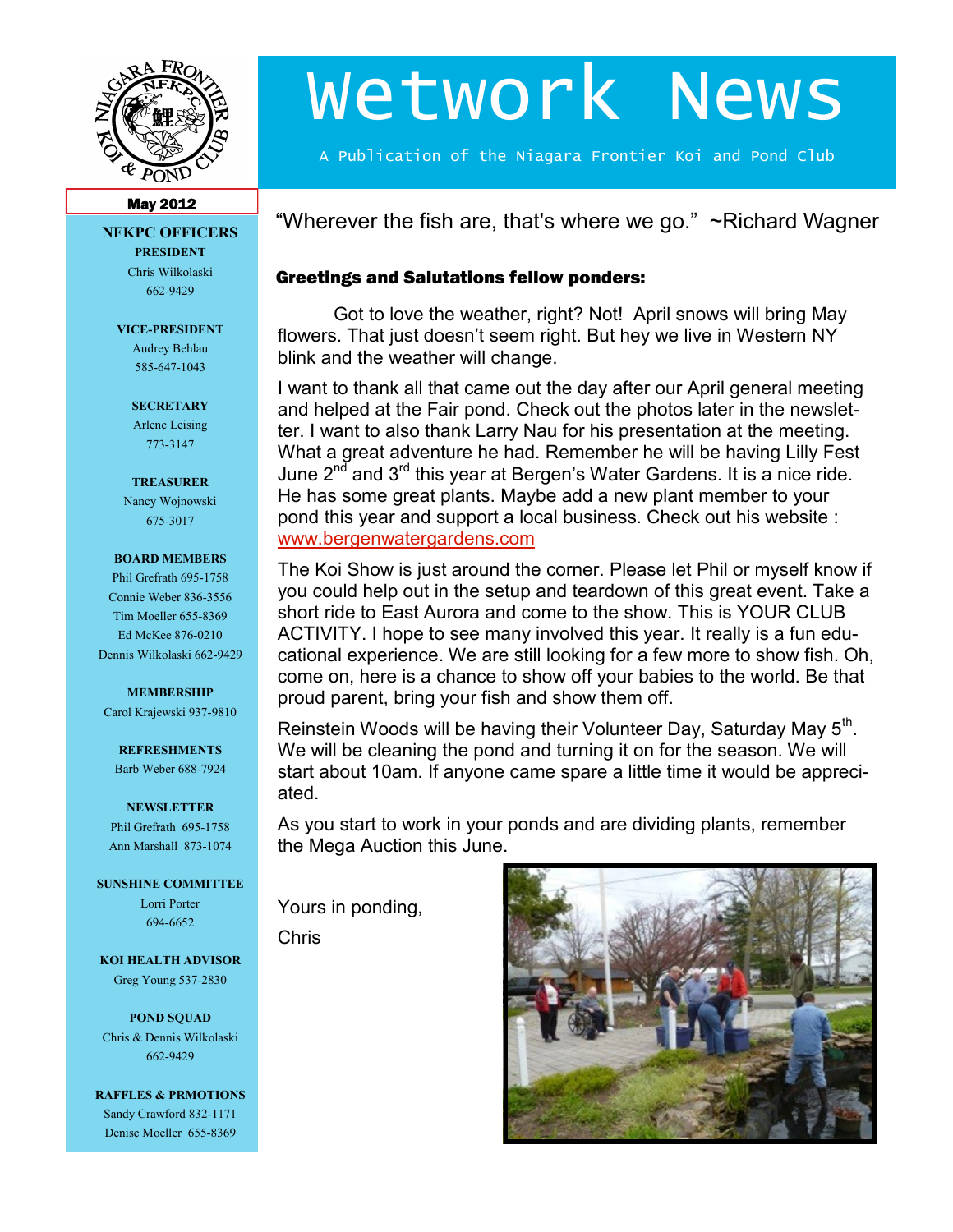# Wetwork News

A Publication of the Niagara Frontier Koi and Pond Club

**May 2012**

**NFKPC OFFICERS**

**PRESIDENT**
Chris Wilkolaski
662-9429

**VICE-PRESIDENT**
Audrey Behlau
585-647-1043

**SECRETARY**
Arlene Leising
773-3147

**TREASURER**
Nancy Wojnowski
675-3017

**BOARD MEMBERS**
Phil Grefrath 695-1758
Connie Weber 836-3556
Tim Moeller 655-8369
Ed McKee 876-0210
Dennis Wilkolaski 662-9429

**MEMBERSHIP**
Carol Krajewski 937-9810

**REFRESHMENTS**
Barb Weber 688-7924

**NEWSLETTER**
Phil Grefrath 695-1758
Ann Marshall 873-1074

**SUNSHINE COMMITTEE**
Lorri Porter
694-6652

**KOI HEALTH ADVISOR**
Greg Young 537-2830

**POND SQUAD**
Chris & Dennis Wilkolaski
662-9429

**RAFFLES & PRMOTIONS**
Sandy Crawford 832-1171
Denise Moeller 655-8369

"Wherever the fish are, that's where we go." ~Richard Wagner

### Greetings and Salutations fellow ponders:

Got to love the weather, right? Not! April snows will bring May flowers. That just doesn't seem right. But hey we live in Western NY blink and the weather will change.

I want to thank all that came out the day after our April general meeting and helped at the Fair pond. Check out the photos later in the newsletter. I want to also thank Larry Nau for his presentation at the meeting. What a great adventure he had. Remember he will be having Lilly Fest June 2nd and 3rd this year at Bergen's Water Gardens. It is a nice ride. He has some great plants. Maybe add a new plant member to your pond this year and support a local business. Check out his website : www.bergenwatergardens.com

The Koi Show is just around the corner. Please let Phil or myself know if you could help out in the setup and teardown of this great event. Take a short ride to East Aurora and come to the show. This is YOUR CLUB ACTIVITY. I hope to see many involved this year. It really is a fun educational experience. We are still looking for a few more to show fish. Oh, come on, here is a chance to show off your babies to the world. Be that proud parent, bring your fish and show them off.

Reinstein Woods will be having their Volunteer Day, Saturday May 5th. We will be cleaning the pond and turning it on for the season. We will start about 10am. If anyone came spare a little time it would be appreciated.

As you start to work in your ponds and are dividing plants, remember the Mega Auction this June.

Yours in ponding,

Chris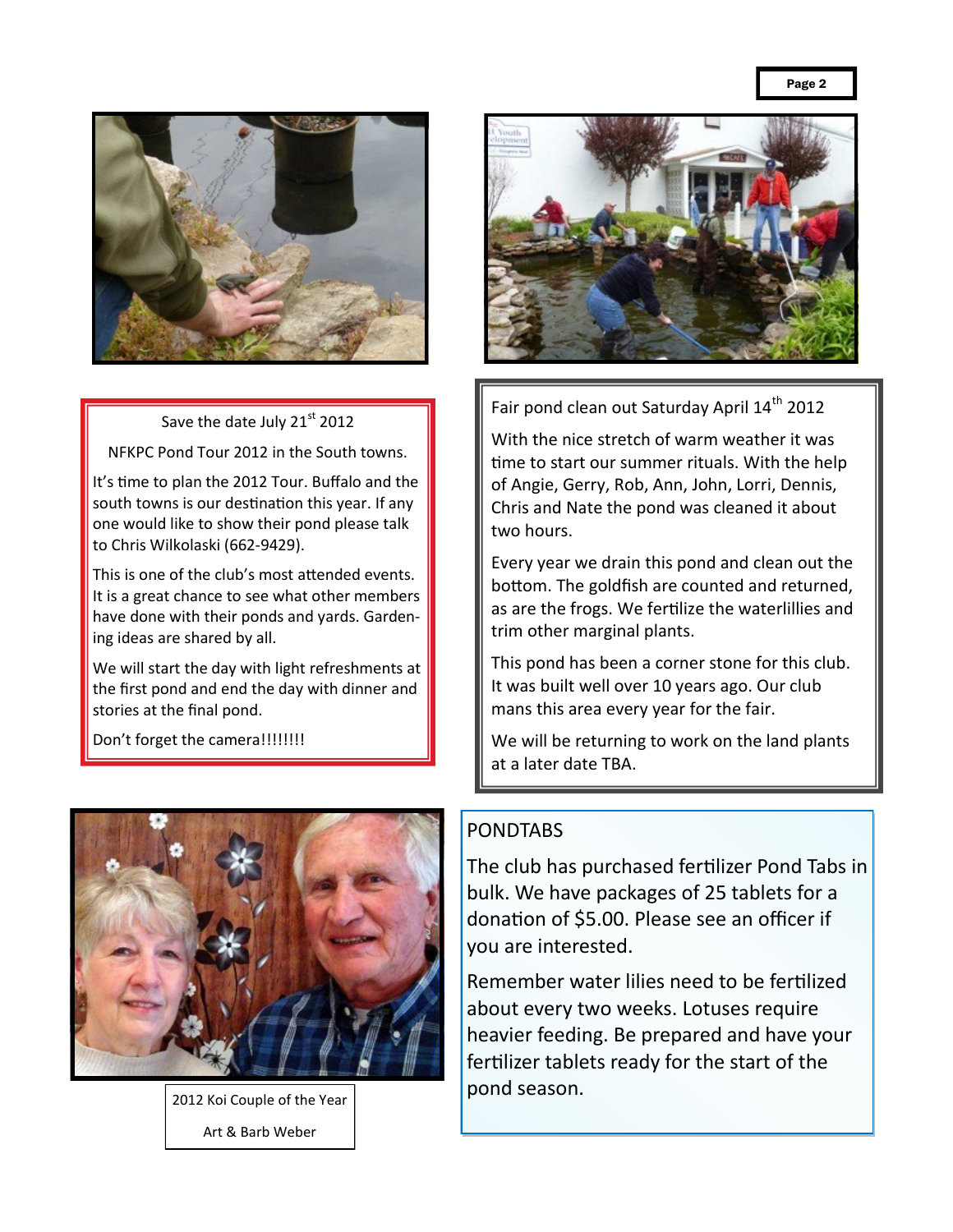Save the date July 21st 2012

NFKPC Pond Tour 2012 in the South towns.

It's time to plan the 2012 Tour. Buffalo and the south towns is our destination this year. If any one would like to show their pond please talk to Chris Wilkolaski (662-9429).

This is one of the club's most attended events. It is a great chance to see what other members have done with their ponds and yards. Gardening ideas are shared by all.

We will start the day with light refreshments at the first pond and end the day with dinner and stories at the final pond.

Don't forget the camera!!!!!!!!

Fair pond clean out Saturday April 14th 2012

With the nice stretch of warm weather it was time to start our summer rituals. With the help of Angie, Gerry, Rob, Ann, John, Lorri, Dennis, Chris and Nate the pond was cleaned it about two hours.

Every year we drain this pond and clean out the bottom. The goldfish are counted and returned, as are the frogs. We fertilize the waterlillies and trim other marginal plants.

This pond has been a corner stone for this club. It was built well over 10 years ago. Our club mans this area every year for the fair.

We will be returning to work on the land plants at a later date TBA.

2012 Koi Couple of the Year

Art & Barb Weber

## PONDTABS

The club has purchased fertilizer Pond Tabs in bulk. We have packages of 25 tablets for a donation of $5.00. Please see an officer if you are interested.

Remember water lilies need to be fertilized about every two weeks. Lotuses require heavier feeding. Be prepared and have your fertilizer tablets ready for the start of the pond season.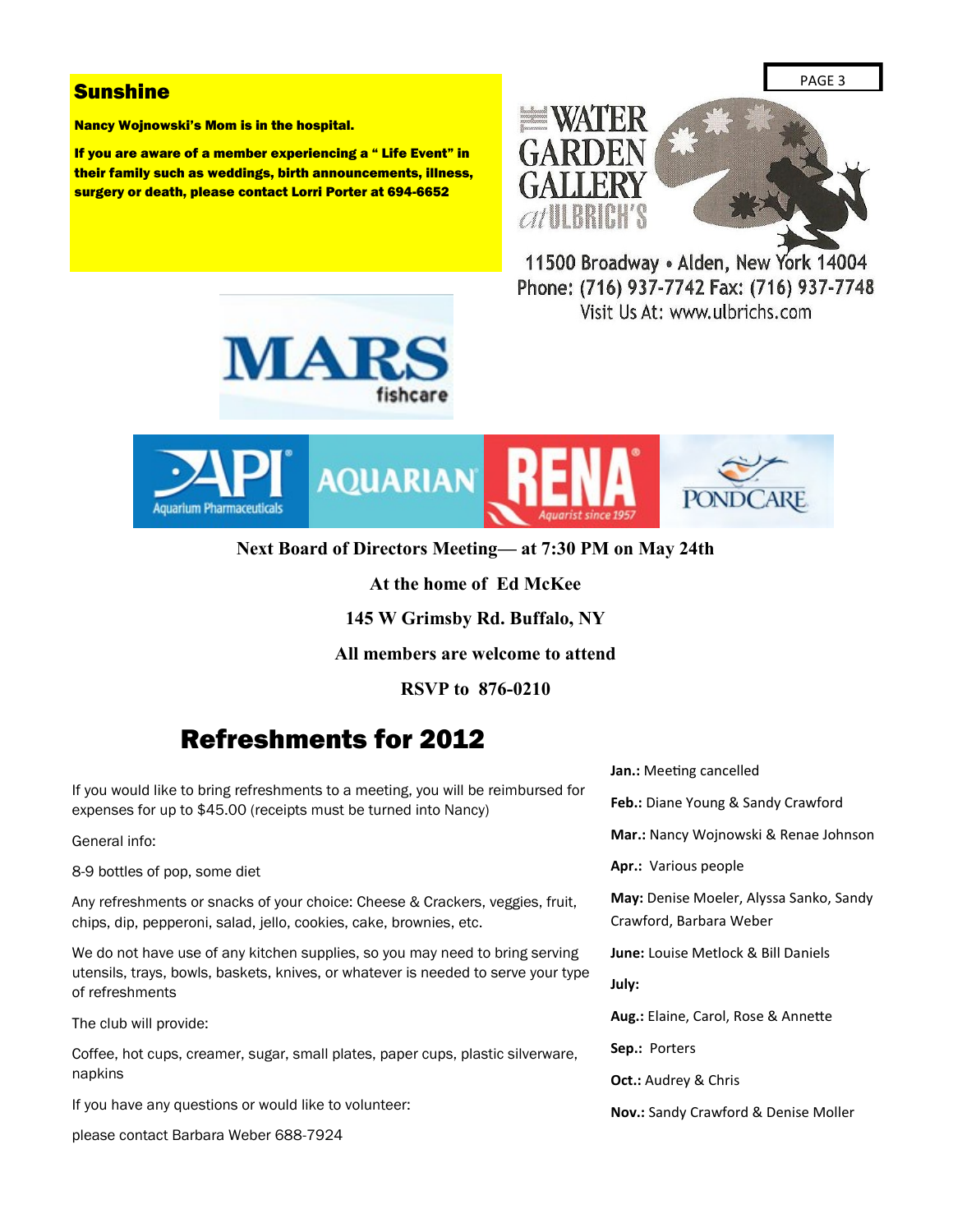## Sunshine

**Nancy Wojnowski's Mom is in the hospital.**

**If you are aware of a member experiencing a " Life Event" in their family such as weddings, birth announcements, illness, surgery or death, please contact Lorri Porter at 694-6652**

THE WATER GARDEN GALLERY at ULBRICH'S

11500 Broadway • Alden, New York 14004
Phone: (716) 937-7742 Fax: (716) 937-7748
Visit Us At: www.ulbrichs.com

MARS fishcare

API Aquarium Pharmaceuticals | AQUARIAN | RENA Aquarist since 1957 | PONDCARE

**Next Board of Directors Meeting— at 7:30 PM on May 24th**

**At the home of Ed McKee**

**145 W Grimsby Rd. Buffalo, NY**

**All members are welcome to attend**

**RSVP to 876-0210**

# Refreshments for 2012

If you would like to bring refreshments to a meeting, you will be reimbursed for expenses for up to $45.00 (receipts must be turned into Nancy)

General info:

8-9 bottles of pop, some diet

Any refreshments or snacks of your choice: Cheese & Crackers, veggies, fruit, chips, dip, pepperoni, salad, jello, cookies, cake, brownies, etc.

We do not have use of any kitchen supplies, so you may need to bring serving utensils, trays, bowls, baskets, knives, or whatever is needed to serve your type of refreshments

The club will provide:

Coffee, hot cups, creamer, sugar, small plates, paper cups, plastic silverware, napkins

If you have any questions or would like to volunteer:

please contact Barbara Weber 688-7924

**Jan.:** Meeting cancelled

**Feb.:** Diane Young & Sandy Crawford

**Mar.:** Nancy Wojnowski & Renae Johnson

**Apr.:** Various people

**May:** Denise Moeler, Alyssa Sanko, Sandy Crawford, Barbara Weber

**June:** Louise Metlock & Bill Daniels

**July:**

**Aug.:** Elaine, Carol, Rose & Annette

**Sep.:** Porters

**Oct.:** Audrey & Chris

**Nov.:** Sandy Crawford & Denise Moller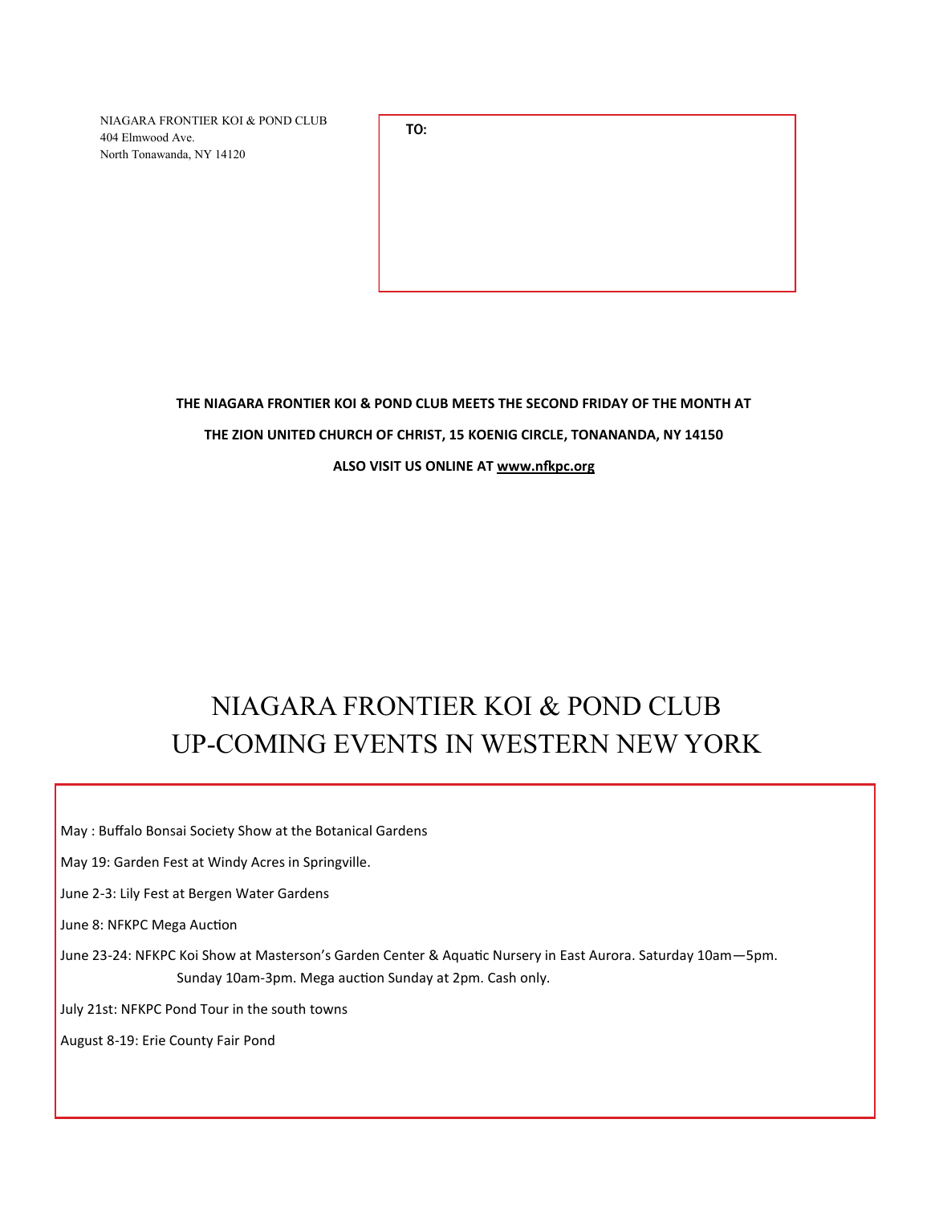NIAGARA FRONTIER KOI & POND CLUB
404 Elmwood Ave.
North Tonawanda, NY 14120

**TO:**

**THE NIAGARA FRONTIER KOI & POND CLUB MEETS THE SECOND FRIDAY OF THE MONTH AT**

**THE ZION UNITED CHURCH OF CHRIST, 15 KOENIG CIRCLE, TONANANDA, NY 14150**

**ALSO VISIT US ONLINE AT www.nfkpc.org**

# NIAGARA FRONTIER KOI & POND CLUB
# UP-COMING EVENTS IN WESTERN NEW YORK

May : Buffalo Bonsai Society Show at the Botanical Gardens

May 19: Garden Fest at Windy Acres in Springville.

June 2-3: Lily Fest at Bergen Water Gardens

June 8: NFKPC Mega Auction

June 23-24: NFKPC Koi Show at Masterson's Garden Center & Aquatic Nursery in East Aurora. Saturday 10am—5pm. Sunday 10am-3pm. Mega auction Sunday at 2pm. Cash only.

July 21st: NFKPC Pond Tour in the south towns

August 8-19: Erie County Fair Pond